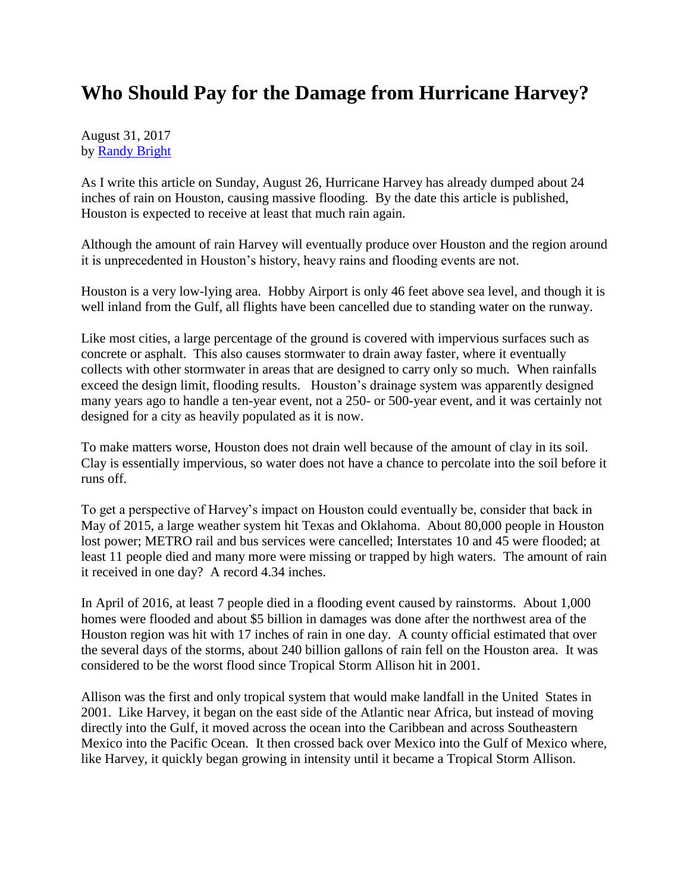# Who Should Pay for the Damage from Hurricane Harvey?

August 31, 2017
by [Randy Bright]

As I write this article on Sunday, August 26, Hurricane Harvey has already dumped about 24 inches of rain on Houston, causing massive flooding. By the date this article is published, Houston is expected to receive at least that much rain again.

Although the amount of rain Harvey will eventually produce over Houston and the region around it is unprecedented in Houston's history, heavy rains and flooding events are not.

Houston is a very low-lying area. Hobby Airport is only 46 feet above sea level, and though it is well inland from the Gulf, all flights have been cancelled due to standing water on the runway.

Like most cities, a large percentage of the ground is covered with impervious surfaces such as concrete or asphalt. This also causes stormwater to drain away faster, where it eventually collects with other stormwater in areas that are designed to carry only so much. When rainfalls exceed the design limit, flooding results. Houston's drainage system was apparently designed many years ago to handle a ten-year event, not a 250- or 500-year event, and it was certainly not designed for a city as heavily populated as it is now.

To make matters worse, Houston does not drain well because of the amount of clay in its soil. Clay is essentially impervious, so water does not have a chance to percolate into the soil before it runs off.

To get a perspective of Harvey's impact on Houston could eventually be, consider that back in May of 2015, a large weather system hit Texas and Oklahoma. About 80,000 people in Houston lost power; METRO rail and bus services were cancelled; Interstates 10 and 45 were flooded; at least 11 people died and many more were missing or trapped by high waters. The amount of rain it received in one day? A record 4.34 inches.

In April of 2016, at least 7 people died in a flooding event caused by rainstorms. About 1,000 homes were flooded and about $5 billion in damages was done after the northwest area of the Houston region was hit with 17 inches of rain in one day. A county official estimated that over the several days of the storms, about 240 billion gallons of rain fell on the Houston area. It was considered to be the worst flood since Tropical Storm Allison hit in 2001.

Allison was the first and only tropical system that would make landfall in the United States in 2001. Like Harvey, it began on the east side of the Atlantic near Africa, but instead of moving directly into the Gulf, it moved across the ocean into the Caribbean and across Southeastern Mexico into the Pacific Ocean. It then crossed back over Mexico into the Gulf of Mexico where, like Harvey, it quickly began growing in intensity until it became a Tropical Storm Allison.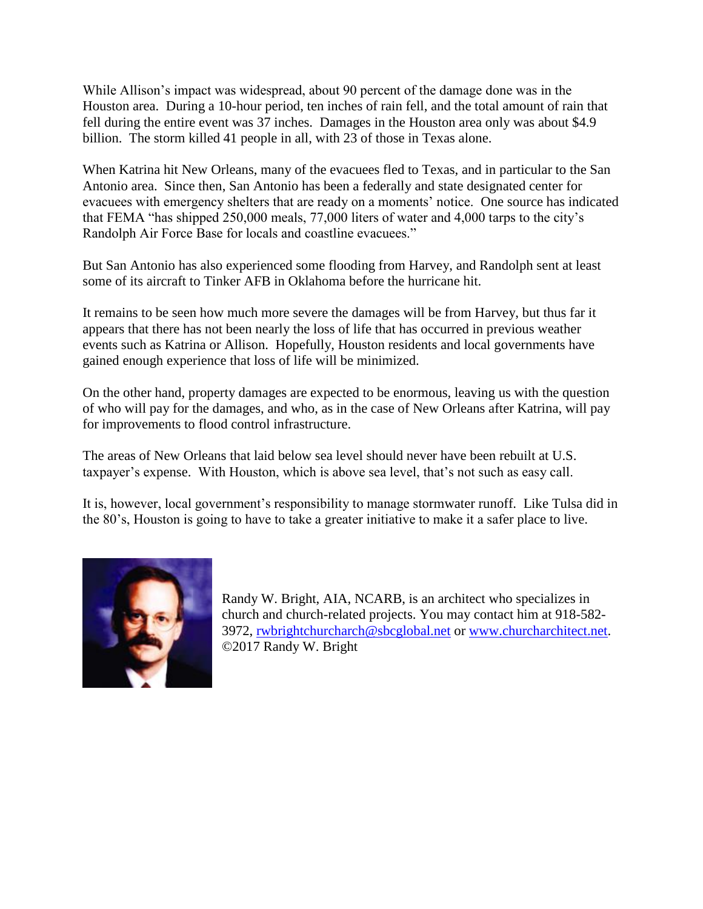While Allison's impact was widespread, about 90 percent of the damage done was in the Houston area. During a 10-hour period, ten inches of rain fell, and the total amount of rain that fell during the entire event was 37 inches. Damages in the Houston area only was about $4.9 billion. The storm killed 41 people in all, with 23 of those in Texas alone.

When Katrina hit New Orleans, many of the evacuees fled to Texas, and in particular to the San Antonio area. Since then, San Antonio has been a federally and state designated center for evacuees with emergency shelters that are ready on a moments' notice. One source has indicated that FEMA "has shipped 250,000 meals, 77,000 liters of water and 4,000 tarps to the city's Randolph Air Force Base for locals and coastline evacuees."

But San Antonio has also experienced some flooding from Harvey, and Randolph sent at least some of its aircraft to Tinker AFB in Oklahoma before the hurricane hit.

It remains to be seen how much more severe the damages will be from Harvey, but thus far it appears that there has not been nearly the loss of life that has occurred in previous weather events such as Katrina or Allison. Hopefully, Houston residents and local governments have gained enough experience that loss of life will be minimized.

On the other hand, property damages are expected to be enormous, leaving us with the question of who will pay for the damages, and who, as in the case of New Orleans after Katrina, will pay for improvements to flood control infrastructure.

The areas of New Orleans that laid below sea level should never have been rebuilt at U.S. taxpayer's expense. With Houston, which is above sea level, that's not such as easy call.

It is, however, local government's responsibility to manage stormwater runoff. Like Tulsa did in the 80's, Houston is going to have to take a greater initiative to make it a safer place to live.

Randy W. Bright, AIA, NCARB, is an architect who specializes in church and church-related projects. You may contact him at 918-582-3972, rwbrightchurcharch@sbcglobal.net or www.churcharchitect.net. ©2017 Randy W. Bright